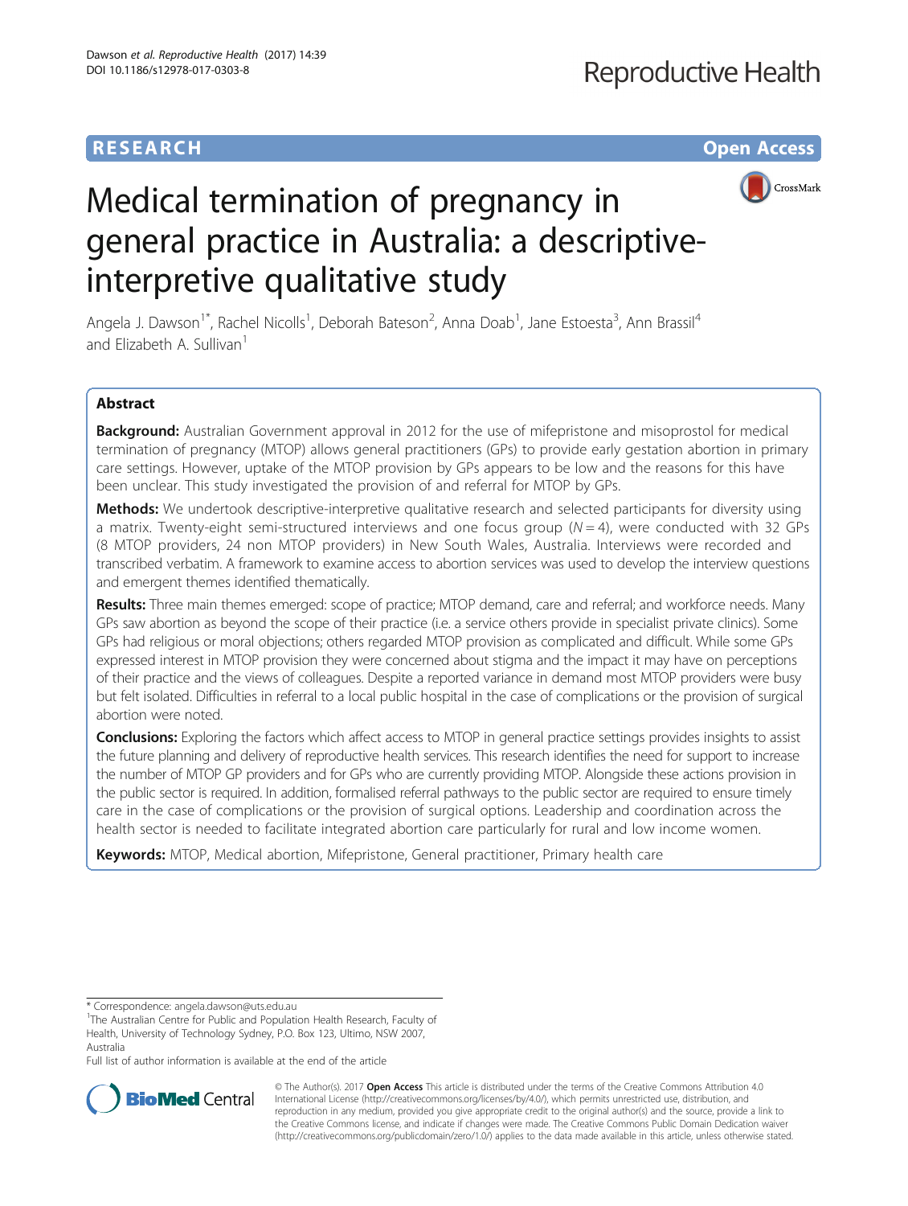RESEARCH Open Access

# Medical termination of pregnancy in general practice in Australia: a descriptive-interpretive qualitative study

Angela J. Dawson[1*], Rachel Nicolls[1], Deborah Bateson[2], Anna Doab[1], Jane Estoesta[3], Ann Brassil[4] and Elizabeth A. Sullivan[1]

## Abstract

**Background:** Australian Government approval in 2012 for the use of mifepristone and misoprostol for medical termination of pregnancy (MTOP) allows general practitioners (GPs) to provide early gestation abortion in primary care settings. However, uptake of the MTOP provision by GPs appears to be low and the reasons for this have been unclear. This study investigated the provision of and referral for MTOP by GPs.

**Methods:** We undertook descriptive-interpretive qualitative research and selected participants for diversity using a matrix. Twenty-eight semi-structured interviews and one focus group ($N = 4$), were conducted with 32 GPs (8 MTOP providers, 24 non MTOP providers) in New South Wales, Australia. Interviews were recorded and transcribed verbatim. A framework to examine access to abortion services was used to develop the interview questions and emergent themes identified thematically.

**Results:** Three main themes emerged: scope of practice; MTOP demand, care and referral; and workforce needs. Many GPs saw abortion as beyond the scope of their practice (i.e. a service others provide in specialist private clinics). Some GPs had religious or moral objections; others regarded MTOP provision as complicated and difficult. While some GPs expressed interest in MTOP provision they were concerned about stigma and the impact it may have on perceptions of their practice and the views of colleagues. Despite a reported variance in demand most MTOP providers were busy but felt isolated. Difficulties in referral to a local public hospital in the case of complications or the provision of surgical abortion were noted.

**Conclusions:** Exploring the factors which affect access to MTOP in general practice settings provides insights to assist the future planning and delivery of reproductive health services. This research identifies the need for support to increase the number of MTOP GP providers and for GPs who are currently providing MTOP. Alongside these actions provision in the public sector is required. In addition, formalised referral pathways to the public sector are required to ensure timely care in the case of complications or the provision of surgical options. Leadership and coordination across the health sector is needed to facilitate integrated abortion care particularly for rural and low income women.

**Keywords:** MTOP, Medical abortion, Mifepristone, General practitioner, Primary health care

---

* Correspondence: angela.dawson@uts.edu.au

[1]The Australian Centre for Public and Population Health Research, Faculty of Health, University of Technology Sydney, P.O. Box 123, Ultimo, NSW 2007, Australia

Full list of author information is available at the end of the article

© The Author(s). 2017 **Open Access** This article is distributed under the terms of the Creative Commons Attribution 4.0 International License (http://creativecommons.org/licenses/by/4.0/), which permits unrestricted use, distribution, and reproduction in any medium, provided you give appropriate credit to the original author(s) and the source, provide a link to the Creative Commons license, and indicate if changes were made. The Creative Commons Public Domain Dedication waiver (http://creativecommons.org/publicdomain/zero/1.0/) applies to the data made available in this article, unless otherwise stated.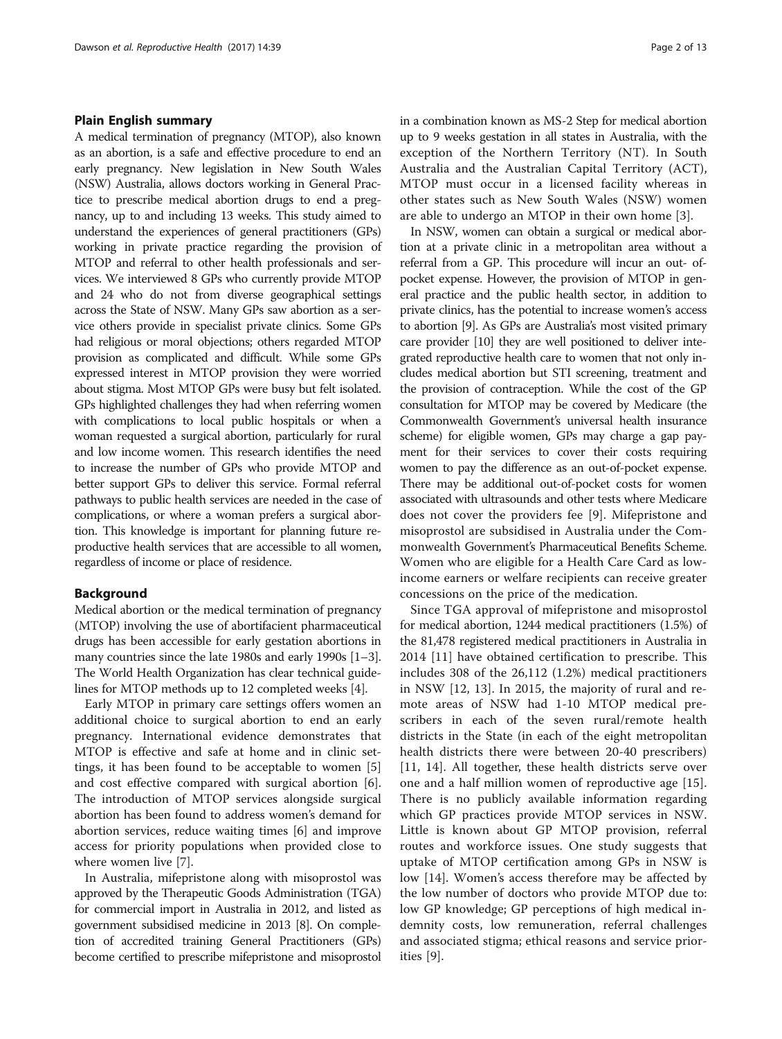## Plain English summary

A medical termination of pregnancy (MTOP), also known as an abortion, is a safe and effective procedure to end an early pregnancy. New legislation in New South Wales (NSW) Australia, allows doctors working in General Practice to prescribe medical abortion drugs to end a pregnancy, up to and including 13 weeks. This study aimed to understand the experiences of general practitioners (GPs) working in private practice regarding the provision of MTOP and referral to other health professionals and services. We interviewed 8 GPs who currently provide MTOP and 24 who do not from diverse geographical settings across the State of NSW. Many GPs saw abortion as a service others provide in specialist private clinics. Some GPs had religious or moral objections; others regarded MTOP provision as complicated and difficult. While some GPs expressed interest in MTOP provision they were worried about stigma. Most MTOP GPs were busy but felt isolated. GPs highlighted challenges they had when referring women with complications to local public hospitals or when a woman requested a surgical abortion, particularly for rural and low income women. This research identifies the need to increase the number of GPs who provide MTOP and better support GPs to deliver this service. Formal referral pathways to public health services are needed in the case of complications, or where a woman prefers a surgical abortion. This knowledge is important for planning future reproductive health services that are accessible to all women, regardless of income or place of residence.

## Background

Medical abortion or the medical termination of pregnancy (MTOP) involving the use of abortifacient pharmaceutical drugs has been accessible for early gestation abortions in many countries since the late 1980s and early 1990s [1–3]. The World Health Organization has clear technical guidelines for MTOP methods up to 12 completed weeks [4].

Early MTOP in primary care settings offers women an additional choice to surgical abortion to end an early pregnancy. International evidence demonstrates that MTOP is effective and safe at home and in clinic settings, it has been found to be acceptable to women [5] and cost effective compared with surgical abortion [6]. The introduction of MTOP services alongside surgical abortion has been found to address women's demand for abortion services, reduce waiting times [6] and improve access for priority populations when provided close to where women live [7].

In Australia, mifepristone along with misoprostol was approved by the Therapeutic Goods Administration (TGA) for commercial import in Australia in 2012, and listed as government subsidised medicine in 2013 [8]. On completion of accredited training General Practitioners (GPs) become certified to prescribe mifepristone and misoprostol in a combination known as MS-2 Step for medical abortion up to 9 weeks gestation in all states in Australia, with the exception of the Northern Territory (NT). In South Australia and the Australian Capital Territory (ACT), MTOP must occur in a licensed facility whereas in other states such as New South Wales (NSW) women are able to undergo an MTOP in their own home [3].

In NSW, women can obtain a surgical or medical abortion at a private clinic in a metropolitan area without a referral from a GP. This procedure will incur an out- of-pocket expense. However, the provision of MTOP in general practice and the public health sector, in addition to private clinics, has the potential to increase women's access to abortion [9]. As GPs are Australia's most visited primary care provider [10] they are well positioned to deliver integrated reproductive health care to women that not only includes medical abortion but STI screening, treatment and the provision of contraception. While the cost of the GP consultation for MTOP may be covered by Medicare (the Commonwealth Government's universal health insurance scheme) for eligible women, GPs may charge a gap payment for their services to cover their costs requiring women to pay the difference as an out-of-pocket expense. There may be additional out-of-pocket costs for women associated with ultrasounds and other tests where Medicare does not cover the providers fee [9]. Mifepristone and misoprostol are subsidised in Australia under the Commonwealth Government's Pharmaceutical Benefits Scheme. Women who are eligible for a Health Care Card as low-income earners or welfare recipients can receive greater concessions on the price of the medication.

Since TGA approval of mifepristone and misoprostol for medical abortion, 1244 medical practitioners (1.5%) of the 81,478 registered medical practitioners in Australia in 2014 [11] have obtained certification to prescribe. This includes 308 of the 26,112 (1.2%) medical practitioners in NSW [12, 13]. In 2015, the majority of rural and remote areas of NSW had 1-10 MTOP medical prescribers in each of the seven rural/remote health districts in the State (in each of the eight metropolitan health districts there were between 20-40 prescribers) [11, 14]. All together, these health districts serve over one and a half million women of reproductive age [15]. There is no publicly available information regarding which GP practices provide MTOP services in NSW. Little is known about GP MTOP provision, referral routes and workforce issues. One study suggests that uptake of MTOP certification among GPs in NSW is low [14]. Women's access therefore may be affected by the low number of doctors who provide MTOP due to: low GP knowledge; GP perceptions of high medical indemnity costs, low remuneration, referral challenges and associated stigma; ethical reasons and service priorities [9].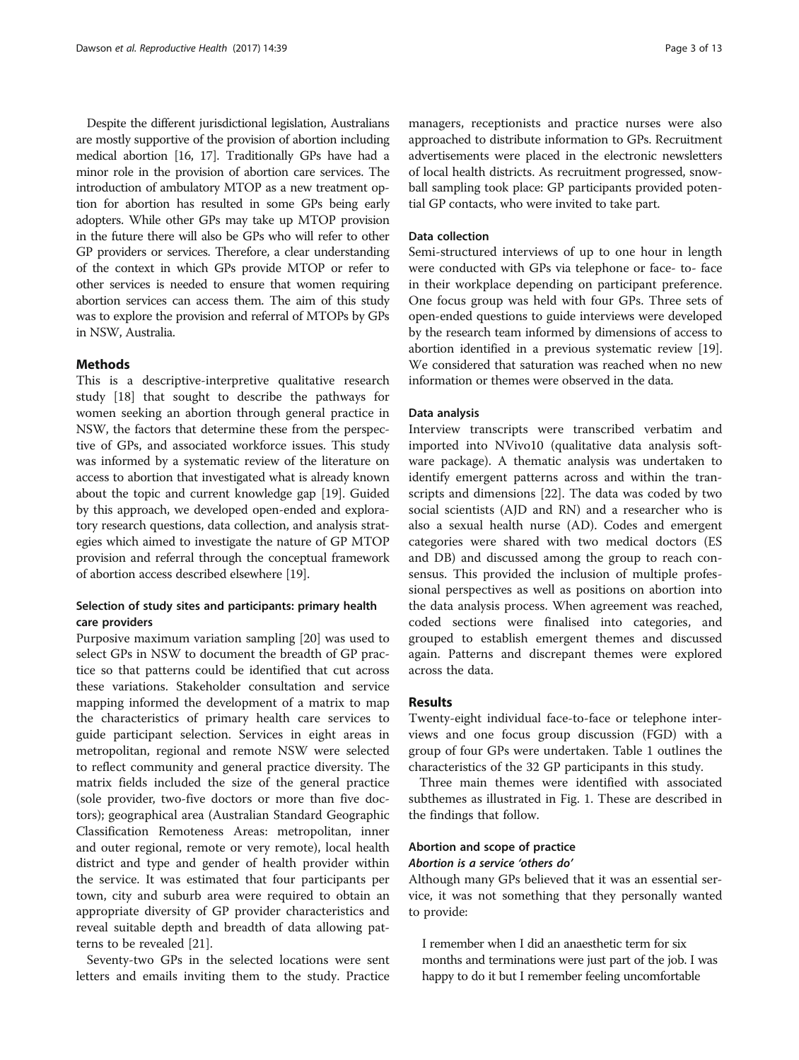Despite the different jurisdictional legislation, Australians are mostly supportive of the provision of abortion including medical abortion [16, 17]. Traditionally GPs have had a minor role in the provision of abortion care services. The introduction of ambulatory MTOP as a new treatment option for abortion has resulted in some GPs being early adopters. While other GPs may take up MTOP provision in the future there will also be GPs who will refer to other GP providers or services. Therefore, a clear understanding of the context in which GPs provide MTOP or refer to other services is needed to ensure that women requiring abortion services can access them. The aim of this study was to explore the provision and referral of MTOPs by GPs in NSW, Australia.

## Methods

This is a descriptive-interpretive qualitative research study [18] that sought to describe the pathways for women seeking an abortion through general practice in NSW, the factors that determine these from the perspective of GPs, and associated workforce issues. This study was informed by a systematic review of the literature on access to abortion that investigated what is already known about the topic and current knowledge gap [19]. Guided by this approach, we developed open-ended and exploratory research questions, data collection, and analysis strategies which aimed to investigate the nature of GP MTOP provision and referral through the conceptual framework of abortion access described elsewhere [19].

### Selection of study sites and participants: primary health care providers

Purposive maximum variation sampling [20] was used to select GPs in NSW to document the breadth of GP practice so that patterns could be identified that cut across these variations. Stakeholder consultation and service mapping informed the development of a matrix to map the characteristics of primary health care services to guide participant selection. Services in eight areas in metropolitan, regional and remote NSW were selected to reflect community and general practice diversity. The matrix fields included the size of the general practice (sole provider, two-five doctors or more than five doctors); geographical area (Australian Standard Geographic Classification Remoteness Areas: metropolitan, inner and outer regional, remote or very remote), local health district and type and gender of health provider within the service. It was estimated that four participants per town, city and suburb area were required to obtain an appropriate diversity of GP provider characteristics and reveal suitable depth and breadth of data allowing patterns to be revealed [21].

Seventy-two GPs in the selected locations were sent letters and emails inviting them to the study. Practice managers, receptionists and practice nurses were also approached to distribute information to GPs. Recruitment advertisements were placed in the electronic newsletters of local health districts. As recruitment progressed, snowball sampling took place: GP participants provided potential GP contacts, who were invited to take part.

### Data collection

Semi-structured interviews of up to one hour in length were conducted with GPs via telephone or face- to- face in their workplace depending on participant preference. One focus group was held with four GPs. Three sets of open-ended questions to guide interviews were developed by the research team informed by dimensions of access to abortion identified in a previous systematic review [19]. We considered that saturation was reached when no new information or themes were observed in the data.

### Data analysis

Interview transcripts were transcribed verbatim and imported into NVivo10 (qualitative data analysis software package). A thematic analysis was undertaken to identify emergent patterns across and within the transcripts and dimensions [22]. The data was coded by two social scientists (AJD and RN) and a researcher who is also a sexual health nurse (AD). Codes and emergent categories were shared with two medical doctors (ES and DB) and discussed among the group to reach consensus. This provided the inclusion of multiple professional perspectives as well as positions on abortion into the data analysis process. When agreement was reached, coded sections were finalised into categories, and grouped to establish emergent themes and discussed again. Patterns and discrepant themes were explored across the data.

## Results

Twenty-eight individual face-to-face or telephone interviews and one focus group discussion (FGD) with a group of four GPs were undertaken. Table 1 outlines the characteristics of the 32 GP participants in this study.

Three main themes were identified with associated subthemes as illustrated in Fig. 1. These are described in the findings that follow.

### Abortion and scope of practice

#### *Abortion is a service 'others do'*

Although many GPs believed that it was an essential service, it was not something that they personally wanted to provide:

> I remember when I did an anaesthetic term for six months and terminations were just part of the job. I was happy to do it but I remember feeling uncomfortable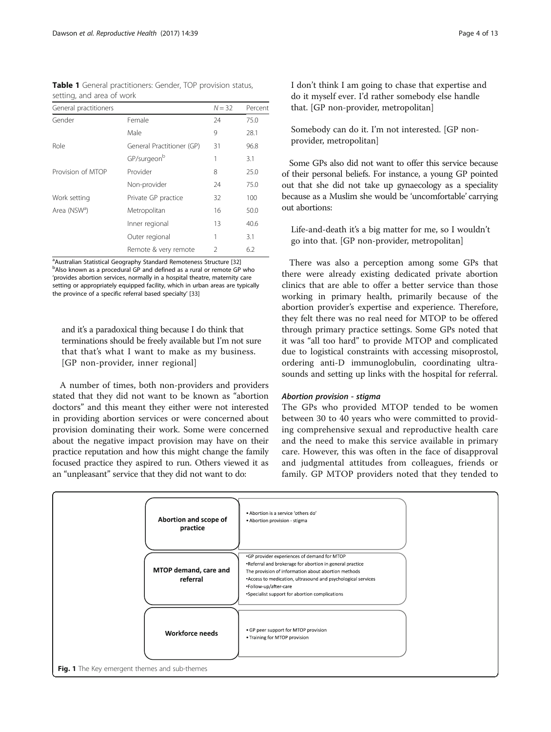**Table 1** General practitioners: Gender, TOP provision status, setting, and area of work

| General practitioners | | N = 32 | Percent |
|---|---|---|---|
| Gender | Female | 24 | 75.0 |
| | Male | 9 | 28.1 |
| Role | General Practitioner (GP) | 31 | 96.8 |
| | GP/surgeon[b] | 1 | 3.1 |
| Provision of MTOP | Provider | 8 | 25.0 |
| | Non-provider | 24 | 75.0 |
| Work setting | Private GP practice | 32 | 100 |
| Area (NSW[a]) | Metropolitan | 16 | 50.0 |
| | Inner regional | 13 | 40.6 |
| | Outer regional | 1 | 3.1 |
| | Remote & very remote | 2 | 6.2 |

[a]Australian Statistical Geography Standard Remoteness Structure [32]
[b]Also known as a procedural GP and defined as a rural or remote GP who 'provides abortion services, normally in a hospital theatre, maternity care setting or appropriately equipped facility, which in urban areas are typically the province of a specific referral based specialty' [33]

> and it's a paradoxical thing because I do think that terminations should be freely available but I'm not sure that that's what I want to make as my business. [GP non-provider, inner regional]

A number of times, both non-providers and providers stated that they did not want to be known as "abortion doctors" and this meant they either were not interested in providing abortion services or were concerned about provision dominating their work. Some were concerned about the negative impact provision may have on their practice reputation and how this might change the family focused practice they aspired to run. Others viewed it as an "unpleasant" service that they did not want to do:

> I don't think I am going to chase that expertise and do it myself ever. I'd rather somebody else handle that. [GP non-provider, metropolitan]

> Somebody can do it. I'm not interested. [GP non-provider, metropolitan]

Some GPs also did not want to offer this service because of their personal beliefs. For instance, a young GP pointed out that she did not take up gynaecology as a speciality because as a Muslim she would be 'uncomfortable' carrying out abortions:

> Life-and-death it's a big matter for me, so I wouldn't go into that. [GP non-provider, metropolitan]

There was also a perception among some GPs that there were already existing dedicated private abortion clinics that are able to offer a better service than those working in primary health, primarily because of the abortion provider's expertise and experience. Therefore, they felt there was no real need for MTOP to be offered through primary practice settings. Some GPs noted that it was "all too hard" to provide MTOP and complicated due to logistical constraints with accessing misoprostol, ordering anti-D immunoglobulin, coordinating ultrasounds and setting up links with the hospital for referral.

#### *Abortion provision - stigma*

The GPs who provided MTOP tended to be women between 30 to 40 years who were committed to providing comprehensive sexual and reproductive health care and the need to make this service available in primary care. However, this was often in the face of disapproval and judgmental attitudes from colleagues, friends or family. GP MTOP providers noted that they tended to

Abortion and scope of practice
• Abortion is a service 'others do'
• Abortion provision - stigma

MTOP demand, care and referral
•GP provider experiences of demand for MTOP
•Referral and brokerage for abortion in general practice
The provision of information about abortion methods
•Access to medication, ultrasound and psychological services
•Follow-up/after-care
•Specialist support for abortion complications

Workforce needs
• GP peer support for MTOP provision
• Training for MTOP provision

**Fig. 1** The Key emergent themes and sub-themes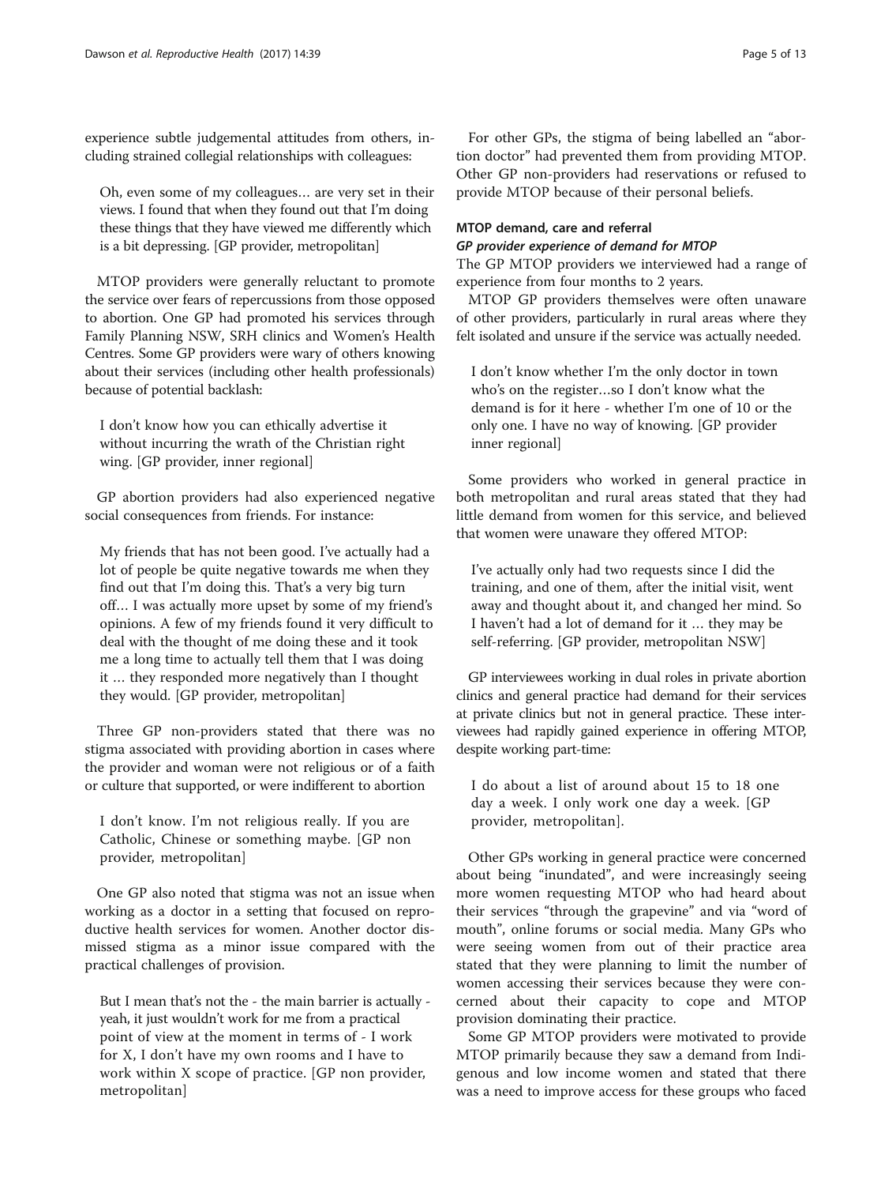experience subtle judgemental attitudes from others, including strained collegial relationships with colleagues:

> Oh, even some of my colleagues… are very set in their views. I found that when they found out that I'm doing these things that they have viewed me differently which is a bit depressing. [GP provider, metropolitan]

MTOP providers were generally reluctant to promote the service over fears of repercussions from those opposed to abortion. One GP had promoted his services through Family Planning NSW, SRH clinics and Women's Health Centres. Some GP providers were wary of others knowing about their services (including other health professionals) because of potential backlash:

> I don't know how you can ethically advertise it without incurring the wrath of the Christian right wing. [GP provider, inner regional]

GP abortion providers had also experienced negative social consequences from friends. For instance:

> My friends that has not been good. I've actually had a lot of people be quite negative towards me when they find out that I'm doing this. That's a very big turn off… I was actually more upset by some of my friend's opinions. A few of my friends found it very difficult to deal with the thought of me doing these and it took me a long time to actually tell them that I was doing it … they responded more negatively than I thought they would. [GP provider, metropolitan]

Three GP non-providers stated that there was no stigma associated with providing abortion in cases where the provider and woman were not religious or of a faith or culture that supported, or were indifferent to abortion

> I don't know. I'm not religious really. If you are Catholic, Chinese or something maybe. [GP non provider, metropolitan]

One GP also noted that stigma was not an issue when working as a doctor in a setting that focused on reproductive health services for women. Another doctor dismissed stigma as a minor issue compared with the practical challenges of provision.

> But I mean that's not the - the main barrier is actually - yeah, it just wouldn't work for me from a practical point of view at the moment in terms of - I work for X, I don't have my own rooms and I have to work within X scope of practice. [GP non provider, metropolitan]

For other GPs, the stigma of being labelled an "abortion doctor" had prevented them from providing MTOP. Other GP non-providers had reservations or refused to provide MTOP because of their personal beliefs.

## MTOP demand, care and referral

### *GP provider experience of demand for MTOP*

The GP MTOP providers we interviewed had a range of experience from four months to 2 years.

MTOP GP providers themselves were often unaware of other providers, particularly in rural areas where they felt isolated and unsure if the service was actually needed.

> I don't know whether I'm the only doctor in town who's on the register…so I don't know what the demand is for it here - whether I'm one of 10 or the only one. I have no way of knowing. [GP provider inner regional]

Some providers who worked in general practice in both metropolitan and rural areas stated that they had little demand from women for this service, and believed that women were unaware they offered MTOP:

> I've actually only had two requests since I did the training, and one of them, after the initial visit, went away and thought about it, and changed her mind. So I haven't had a lot of demand for it … they may be self-referring. [GP provider, metropolitan NSW]

GP interviewees working in dual roles in private abortion clinics and general practice had demand for their services at private clinics but not in general practice. These interviewees had rapidly gained experience in offering MTOP, despite working part-time:

> I do about a list of around about 15 to 18 one day a week. I only work one day a week. [GP provider, metropolitan].

Other GPs working in general practice were concerned about being "inundated", and were increasingly seeing more women requesting MTOP who had heard about their services "through the grapevine" and via "word of mouth", online forums or social media. Many GPs who were seeing women from out of their practice area stated that they were planning to limit the number of women accessing their services because they were concerned about their capacity to cope and MTOP provision dominating their practice.

Some GP MTOP providers were motivated to provide MTOP primarily because they saw a demand from Indigenous and low income women and stated that there was a need to improve access for these groups who faced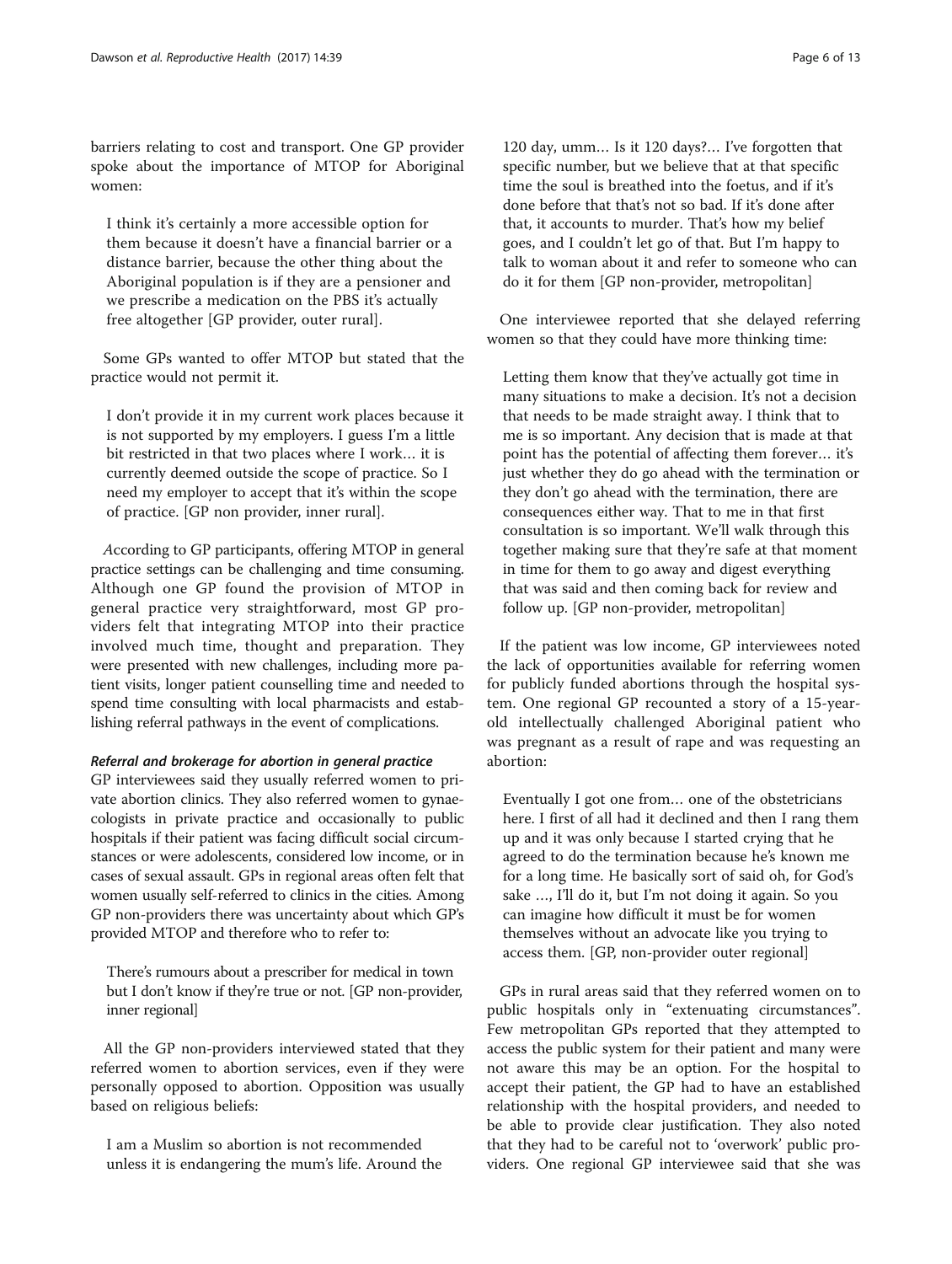barriers relating to cost and transport. One GP provider spoke about the importance of MTOP for Aboriginal women:

> I think it's certainly a more accessible option for them because it doesn't have a financial barrier or a distance barrier, because the other thing about the Aboriginal population is if they are a pensioner and we prescribe a medication on the PBS it's actually free altogether [GP provider, outer rural].

Some GPs wanted to offer MTOP but stated that the practice would not permit it.

> I don't provide it in my current work places because it is not supported by my employers. I guess I'm a little bit restricted in that two places where I work… it is currently deemed outside the scope of practice. So I need my employer to accept that it's within the scope of practice. [GP non provider, inner rural].

According to GP participants, offering MTOP in general practice settings can be challenging and time consuming. Although one GP found the provision of MTOP in general practice very straightforward, most GP providers felt that integrating MTOP into their practice involved much time, thought and preparation. They were presented with new challenges, including more patient visits, longer patient counselling time and needed to spend time consulting with local pharmacists and establishing referral pathways in the event of complications.

#### *Referral and brokerage for abortion in general practice*

GP interviewees said they usually referred women to private abortion clinics. They also referred women to gynaecologists in private practice and occasionally to public hospitals if their patient was facing difficult social circumstances or were adolescents, considered low income, or in cases of sexual assault. GPs in regional areas often felt that women usually self-referred to clinics in the cities. Among GP non-providers there was uncertainty about which GP's provided MTOP and therefore who to refer to:

> There's rumours about a prescriber for medical in town but I don't know if they're true or not. [GP non-provider, inner regional]

All the GP non-providers interviewed stated that they referred women to abortion services, even if they were personally opposed to abortion. Opposition was usually based on religious beliefs:

> I am a Muslim so abortion is not recommended unless it is endangering the mum's life. Around the 120 day, umm… Is it 120 days?… I've forgotten that specific number, but we believe that at that specific time the soul is breathed into the foetus, and if it's done before that that's not so bad. If it's done after that, it accounts to murder. That's how my belief goes, and I couldn't let go of that. But I'm happy to talk to woman about it and refer to someone who can do it for them [GP non-provider, metropolitan]

One interviewee reported that she delayed referring women so that they could have more thinking time:

> Letting them know that they've actually got time in many situations to make a decision. It's not a decision that needs to be made straight away. I think that to me is so important. Any decision that is made at that point has the potential of affecting them forever… it's just whether they do go ahead with the termination or they don't go ahead with the termination, there are consequences either way. That to me in that first consultation is so important. We'll walk through this together making sure that they're safe at that moment in time for them to go away and digest everything that was said and then coming back for review and follow up. [GP non-provider, metropolitan]

If the patient was low income, GP interviewees noted the lack of opportunities available for referring women for publicly funded abortions through the hospital system. One regional GP recounted a story of a 15-year-old intellectually challenged Aboriginal patient who was pregnant as a result of rape and was requesting an abortion:

> Eventually I got one from… one of the obstetricians here. I first of all had it declined and then I rang them up and it was only because I started crying that he agreed to do the termination because he's known me for a long time. He basically sort of said oh, for God's sake …, I'll do it, but I'm not doing it again. So you can imagine how difficult it must be for women themselves without an advocate like you trying to access them. [GP, non-provider outer regional]

GPs in rural areas said that they referred women on to public hospitals only in "extenuating circumstances". Few metropolitan GPs reported that they attempted to access the public system for their patient and many were not aware this may be an option. For the hospital to accept their patient, the GP had to have an established relationship with the hospital providers, and needed to be able to provide clear justification. They also noted that they had to be careful not to 'overwork' public providers. One regional GP interviewee said that she was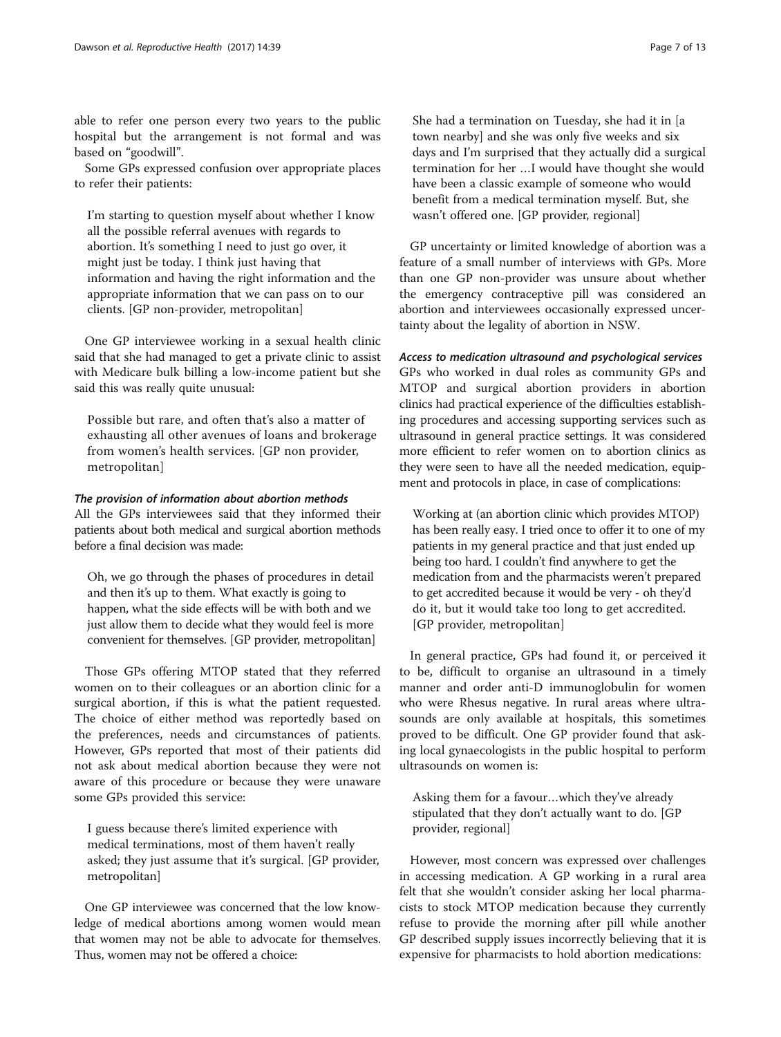able to refer one person every two years to the public hospital but the arrangement is not formal and was based on "goodwill".

Some GPs expressed confusion over appropriate places to refer their patients:

> I'm starting to question myself about whether I know all the possible referral avenues with regards to abortion. It's something I need to just go over, it might just be today. I think just having that information and having the right information and the appropriate information that we can pass on to our clients. [GP non-provider, metropolitan]

One GP interviewee working in a sexual health clinic said that she had managed to get a private clinic to assist with Medicare bulk billing a low-income patient but she said this was really quite unusual:

> Possible but rare, and often that's also a matter of exhausting all other avenues of loans and brokerage from women's health services. [GP non provider, metropolitan]

#### *The provision of information about abortion methods*

All the GPs interviewees said that they informed their patients about both medical and surgical abortion methods before a final decision was made:

> Oh, we go through the phases of procedures in detail and then it's up to them. What exactly is going to happen, what the side effects will be with both and we just allow them to decide what they would feel is more convenient for themselves. [GP provider, metropolitan]

Those GPs offering MTOP stated that they referred women on to their colleagues or an abortion clinic for a surgical abortion, if this is what the patient requested. The choice of either method was reportedly based on the preferences, needs and circumstances of patients. However, GPs reported that most of their patients did not ask about medical abortion because they were not aware of this procedure or because they were unaware some GPs provided this service:

> I guess because there's limited experience with medical terminations, most of them haven't really asked; they just assume that it's surgical. [GP provider, metropolitan]

One GP interviewee was concerned that the low knowledge of medical abortions among women would mean that women may not be able to advocate for themselves. Thus, women may not be offered a choice:

> She had a termination on Tuesday, she had it in [a town nearby] and she was only five weeks and six days and I'm surprised that they actually did a surgical termination for her …I would have thought she would have been a classic example of someone who would benefit from a medical termination myself. But, she wasn't offered one. [GP provider, regional]

GP uncertainty or limited knowledge of abortion was a feature of a small number of interviews with GPs. More than one GP non-provider was unsure about whether the emergency contraceptive pill was considered an abortion and interviewees occasionally expressed uncertainty about the legality of abortion in NSW.

#### *Access to medication ultrasound and psychological services*

GPs who worked in dual roles as community GPs and MTOP and surgical abortion providers in abortion clinics had practical experience of the difficulties establishing procedures and accessing supporting services such as ultrasound in general practice settings. It was considered more efficient to refer women on to abortion clinics as they were seen to have all the needed medication, equipment and protocols in place, in case of complications:

> Working at (an abortion clinic which provides MTOP) has been really easy. I tried once to offer it to one of my patients in my general practice and that just ended up being too hard. I couldn't find anywhere to get the medication from and the pharmacists weren't prepared to get accredited because it would be very - oh they'd do it, but it would take too long to get accredited. [GP provider, metropolitan]

In general practice, GPs had found it, or perceived it to be, difficult to organise an ultrasound in a timely manner and order anti-D immunoglobulin for women who were Rhesus negative. In rural areas where ultrasounds are only available at hospitals, this sometimes proved to be difficult. One GP provider found that asking local gynaecologists in the public hospital to perform ultrasounds on women is:

> Asking them for a favour…which they've already stipulated that they don't actually want to do. [GP provider, regional]

However, most concern was expressed over challenges in accessing medication. A GP working in a rural area felt that she wouldn't consider asking her local pharmacists to stock MTOP medication because they currently refuse to provide the morning after pill while another GP described supply issues incorrectly believing that it is expensive for pharmacists to hold abortion medications: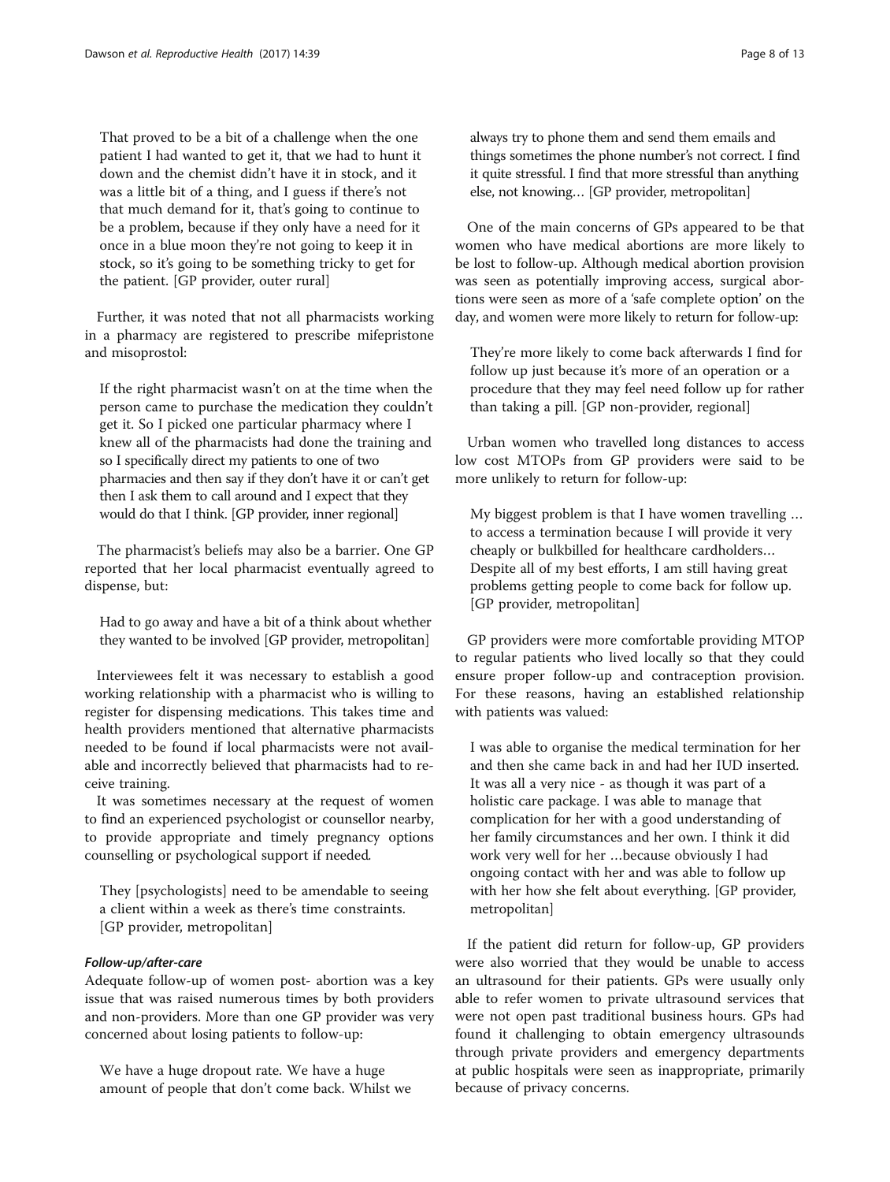> That proved to be a bit of a challenge when the one patient I had wanted to get it, that we had to hunt it down and the chemist didn't have it in stock, and it was a little bit of a thing, and I guess if there's not that much demand for it, that's going to continue to be a problem, because if they only have a need for it once in a blue moon they're not going to keep it in stock, so it's going to be something tricky to get for the patient. [GP provider, outer rural]

Further, it was noted that not all pharmacists working in a pharmacy are registered to prescribe mifepristone and misoprostol:

> If the right pharmacist wasn't on at the time when the person came to purchase the medication they couldn't get it. So I picked one particular pharmacy where I knew all of the pharmacists had done the training and so I specifically direct my patients to one of two pharmacies and then say if they don't have it or can't get then I ask them to call around and I expect that they would do that I think. [GP provider, inner regional]

The pharmacist's beliefs may also be a barrier. One GP reported that her local pharmacist eventually agreed to dispense, but:

> Had to go away and have a bit of a think about whether they wanted to be involved [GP provider, metropolitan]

Interviewees felt it was necessary to establish a good working relationship with a pharmacist who is willing to register for dispensing medications. This takes time and health providers mentioned that alternative pharmacists needed to be found if local pharmacists were not available and incorrectly believed that pharmacists had to receive training.

It was sometimes necessary at the request of women to find an experienced psychologist or counsellor nearby, to provide appropriate and timely pregnancy options counselling or psychological support if needed.

> They [psychologists] need to be amendable to seeing a client within a week as there's time constraints. [GP provider, metropolitan]

#### *Follow-up/after-care*

Adequate follow-up of women post- abortion was a key issue that was raised numerous times by both providers and non-providers. More than one GP provider was very concerned about losing patients to follow-up:

> We have a huge dropout rate. We have a huge amount of people that don't come back. Whilst we always try to phone them and send them emails and things sometimes the phone number's not correct. I find it quite stressful. I find that more stressful than anything else, not knowing… [GP provider, metropolitan]

One of the main concerns of GPs appeared to be that women who have medical abortions are more likely to be lost to follow-up. Although medical abortion provision was seen as potentially improving access, surgical abortions were seen as more of a 'safe complete option' on the day, and women were more likely to return for follow-up:

> They're more likely to come back afterwards I find for follow up just because it's more of an operation or a procedure that they may feel need follow up for rather than taking a pill. [GP non-provider, regional]

Urban women who travelled long distances to access low cost MTOPs from GP providers were said to be more unlikely to return for follow-up:

> My biggest problem is that I have women travelling … to access a termination because I will provide it very cheaply or bulkbilled for healthcare cardholders… Despite all of my best efforts, I am still having great problems getting people to come back for follow up. [GP provider, metropolitan]

GP providers were more comfortable providing MTOP to regular patients who lived locally so that they could ensure proper follow-up and contraception provision. For these reasons, having an established relationship with patients was valued:

> I was able to organise the medical termination for her and then she came back in and had her IUD inserted. It was all a very nice - as though it was part of a holistic care package. I was able to manage that complication for her with a good understanding of her family circumstances and her own. I think it did work very well for her …because obviously I had ongoing contact with her and was able to follow up with her how she felt about everything. [GP provider, metropolitan]

If the patient did return for follow-up, GP providers were also worried that they would be unable to access an ultrasound for their patients. GPs were usually only able to refer women to private ultrasound services that were not open past traditional business hours. GPs had found it challenging to obtain emergency ultrasounds through private providers and emergency departments at public hospitals were seen as inappropriate, primarily because of privacy concerns.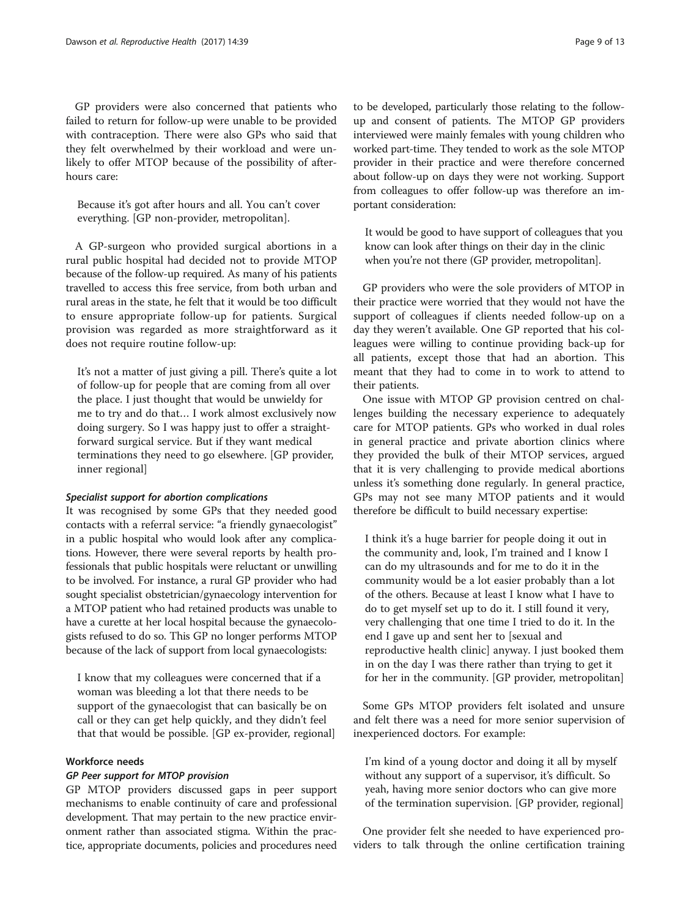GP providers were also concerned that patients who failed to return for follow-up were unable to be provided with contraception. There were also GPs who said that they felt overwhelmed by their workload and were unlikely to offer MTOP because of the possibility of after-hours care:

> Because it's got after hours and all. You can't cover everything. [GP non-provider, metropolitan].

A GP-surgeon who provided surgical abortions in a rural public hospital had decided not to provide MTOP because of the follow-up required. As many of his patients travelled to access this free service, from both urban and rural areas in the state, he felt that it would be too difficult to ensure appropriate follow-up for patients. Surgical provision was regarded as more straightforward as it does not require routine follow-up:

> It's not a matter of just giving a pill. There's quite a lot of follow-up for people that are coming from all over the place. I just thought that would be unwieldy for me to try and do that… I work almost exclusively now doing surgery. So I was happy just to offer a straight-forward surgical service. But if they want medical terminations they need to go elsewhere. [GP provider, inner regional]

#### *Specialist support for abortion complications*

It was recognised by some GPs that they needed good contacts with a referral service: "a friendly gynaecologist" in a public hospital who would look after any complications. However, there were several reports by health professionals that public hospitals were reluctant or unwilling to be involved. For instance, a rural GP provider who had sought specialist obstetrician/gynaecology intervention for a MTOP patient who had retained products was unable to have a curette at her local hospital because the gynaecologists refused to do so. This GP no longer performs MTOP because of the lack of support from local gynaecologists:

> I know that my colleagues were concerned that if a woman was bleeding a lot that there needs to be support of the gynaecologist that can basically be on call or they can get help quickly, and they didn't feel that that would be possible. [GP ex-provider, regional]

### Workforce needs

#### *GP Peer support for MTOP provision*

GP MTOP providers discussed gaps in peer support mechanisms to enable continuity of care and professional development. That may pertain to the new practice environment rather than associated stigma. Within the practice, appropriate documents, policies and procedures need to be developed, particularly those relating to the follow-up and consent of patients. The MTOP GP providers interviewed were mainly females with young children who worked part-time. They tended to work as the sole MTOP provider in their practice and were therefore concerned about follow-up on days they were not working. Support from colleagues to offer follow-up was therefore an important consideration:

> It would be good to have support of colleagues that you know can look after things on their day in the clinic when you're not there (GP provider, metropolitan].

GP providers who were the sole providers of MTOP in their practice were worried that they would not have the support of colleagues if clients needed follow-up on a day they weren't available. One GP reported that his colleagues were willing to continue providing back-up for all patients, except those that had an abortion. This meant that they had to come in to work to attend to their patients.

One issue with MTOP GP provision centred on challenges building the necessary experience to adequately care for MTOP patients. GPs who worked in dual roles in general practice and private abortion clinics where they provided the bulk of their MTOP services, argued that it is very challenging to provide medical abortions unless it's something done regularly. In general practice, GPs may not see many MTOP patients and it would therefore be difficult to build necessary expertise:

> I think it's a huge barrier for people doing it out in the community and, look, I'm trained and I know I can do my ultrasounds and for me to do it in the community would be a lot easier probably than a lot of the others. Because at least I know what I have to do to get myself set up to do it. I still found it very, very challenging that one time I tried to do it. In the end I gave up and sent her to [sexual and reproductive health clinic] anyway. I just booked them in on the day I was there rather than trying to get it for her in the community. [GP provider, metropolitan]

Some GPs MTOP providers felt isolated and unsure and felt there was a need for more senior supervision of inexperienced doctors. For example:

> I'm kind of a young doctor and doing it all by myself without any support of a supervisor, it's difficult. So yeah, having more senior doctors who can give more of the termination supervision. [GP provider, regional]

One provider felt she needed to have experienced providers to talk through the online certification training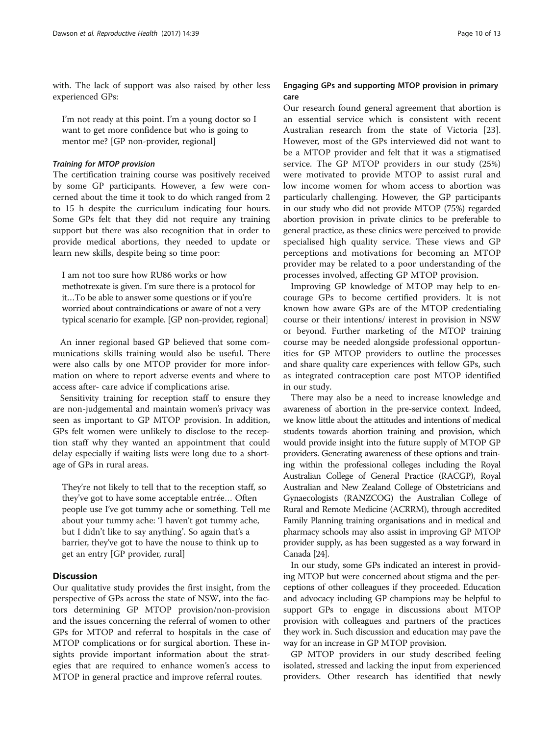with. The lack of support was also raised by other less experienced GPs:

> I'm not ready at this point. I'm a young doctor so I want to get more confidence but who is going to mentor me? [GP non-provider, regional]

#### *Training for MTOP provision*

The certification training course was positively received by some GP participants. However, a few were concerned about the time it took to do which ranged from 2 to 15 h despite the curriculum indicating four hours. Some GPs felt that they did not require any training support but there was also recognition that in order to provide medical abortions, they needed to update or learn new skills, despite being so time poor:

> I am not too sure how RU86 works or how methotrexate is given. I'm sure there is a protocol for it…To be able to answer some questions or if you're worried about contraindications or aware of not a very typical scenario for example. [GP non-provider, regional]

An inner regional based GP believed that some communications skills training would also be useful. There were also calls by one MTOP provider for more information on where to report adverse events and where to access after- care advice if complications arise.

Sensitivity training for reception staff to ensure they are non-judgemental and maintain women's privacy was seen as important to GP MTOP provision. In addition, GPs felt women were unlikely to disclose to the reception staff why they wanted an appointment that could delay especially if waiting lists were long due to a shortage of GPs in rural areas.

> They're not likely to tell that to the reception staff, so they've got to have some acceptable entrée… Often people use I've got tummy ache or something. Tell me about your tummy ache: 'I haven't got tummy ache, but I didn't like to say anything'. So again that's a barrier, they've got to have the nouse to think up to get an entry [GP provider, rural]

## Discussion

Our qualitative study provides the first insight, from the perspective of GPs across the state of NSW, into the factors determining GP MTOP provision/non-provision and the issues concerning the referral of women to other GPs for MTOP and referral to hospitals in the case of MTOP complications or for surgical abortion. These insights provide important information about the strategies that are required to enhance women's access to MTOP in general practice and improve referral routes.

### Engaging GPs and supporting MTOP provision in primary care

Our research found general agreement that abortion is an essential service which is consistent with recent Australian research from the state of Victoria [23]. However, most of the GPs interviewed did not want to be a MTOP provider and felt that it was a stigmatised service. The GP MTOP providers in our study (25%) were motivated to provide MTOP to assist rural and low income women for whom access to abortion was particularly challenging. However, the GP participants in our study who did not provide MTOP (75%) regarded abortion provision in private clinics to be preferable to general practice, as these clinics were perceived to provide specialised high quality service. These views and GP perceptions and motivations for becoming an MTOP provider may be related to a poor understanding of the processes involved, affecting GP MTOP provision.

Improving GP knowledge of MTOP may help to encourage GPs to become certified providers. It is not known how aware GPs are of the MTOP credentialing course or their intentions/ interest in provision in NSW or beyond. Further marketing of the MTOP training course may be needed alongside professional opportunities for GP MTOP providers to outline the processes and share quality care experiences with fellow GPs, such as integrated contraception care post MTOP identified in our study.

There may also be a need to increase knowledge and awareness of abortion in the pre-service context. Indeed, we know little about the attitudes and intentions of medical students towards abortion training and provision, which would provide insight into the future supply of MTOP GP providers. Generating awareness of these options and training within the professional colleges including the Royal Australian College of General Practice (RACGP), Royal Australian and New Zealand College of Obstetricians and Gynaecologists (RANZCOG) the Australian College of Rural and Remote Medicine (ACRRM), through accredited Family Planning training organisations and in medical and pharmacy schools may also assist in improving GP MTOP provider supply, as has been suggested as a way forward in Canada [24].

In our study, some GPs indicated an interest in providing MTOP but were concerned about stigma and the perceptions of other colleagues if they proceeded. Education and advocacy including GP champions may be helpful to support GPs to engage in discussions about MTOP provision with colleagues and partners of the practices they work in. Such discussion and education may pave the way for an increase in GP MTOP provision.

GP MTOP providers in our study described feeling isolated, stressed and lacking the input from experienced providers. Other research has identified that newly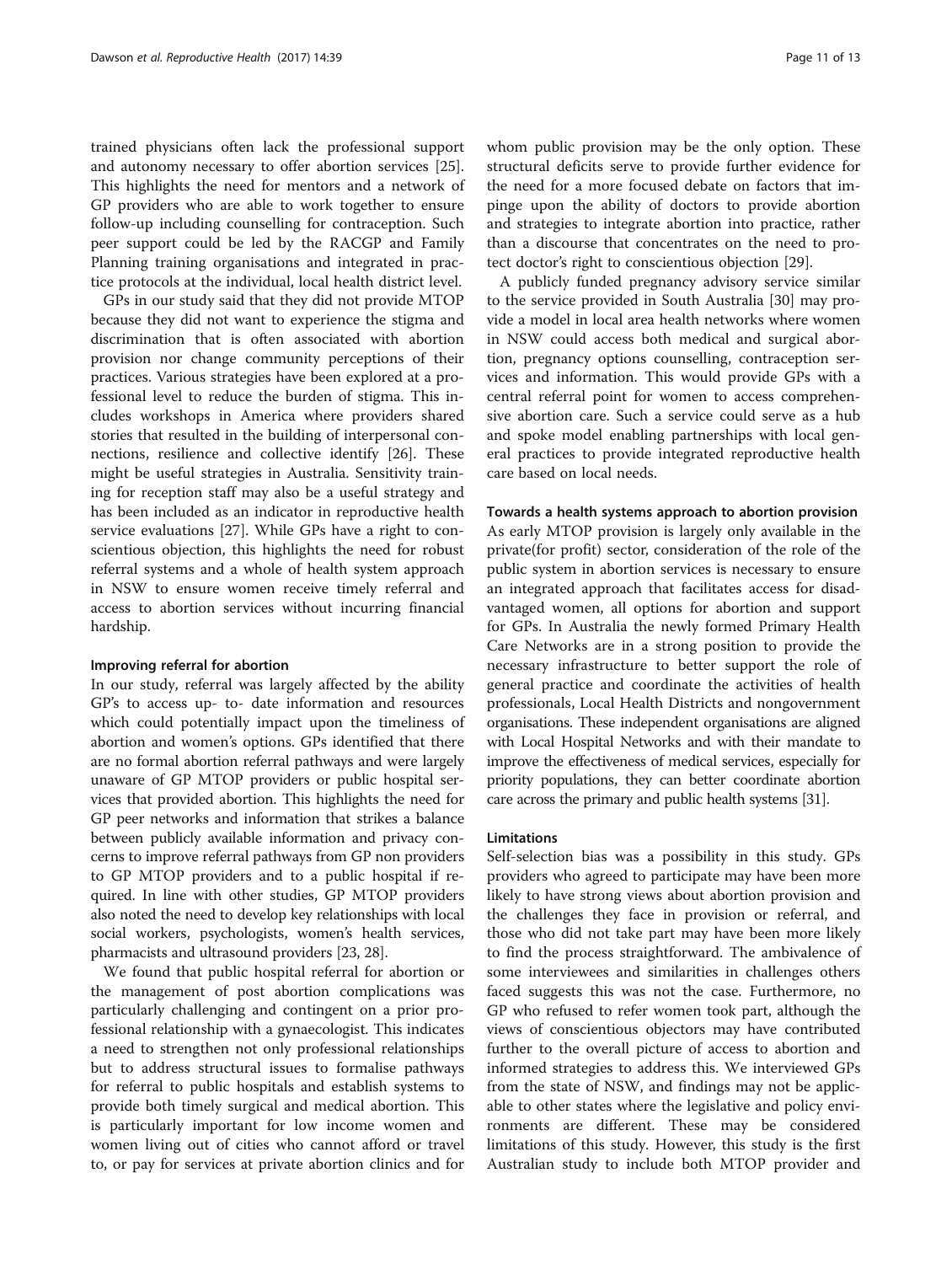trained physicians often lack the professional support and autonomy necessary to offer abortion services [25]. This highlights the need for mentors and a network of GP providers who are able to work together to ensure follow-up including counselling for contraception. Such peer support could be led by the RACGP and Family Planning training organisations and integrated in practice protocols at the individual, local health district level.

GPs in our study said that they did not provide MTOP because they did not want to experience the stigma and discrimination that is often associated with abortion provision nor change community perceptions of their practices. Various strategies have been explored at a professional level to reduce the burden of stigma. This includes workshops in America where providers shared stories that resulted in the building of interpersonal connections, resilience and collective identify [26]. These might be useful strategies in Australia. Sensitivity training for reception staff may also be a useful strategy and has been included as an indicator in reproductive health service evaluations [27]. While GPs have a right to conscientious objection, this highlights the need for robust referral systems and a whole of health system approach in NSW to ensure women receive timely referral and access to abortion services without incurring financial hardship.

### Improving referral for abortion

In our study, referral was largely affected by the ability GP's to access up- to- date information and resources which could potentially impact upon the timeliness of abortion and women's options. GPs identified that there are no formal abortion referral pathways and were largely unaware of GP MTOP providers or public hospital services that provided abortion. This highlights the need for GP peer networks and information that strikes a balance between publicly available information and privacy concerns to improve referral pathways from GP non providers to GP MTOP providers and to a public hospital if required. In line with other studies, GP MTOP providers also noted the need to develop key relationships with local social workers, psychologists, women's health services, pharmacists and ultrasound providers [23, 28].

We found that public hospital referral for abortion or the management of post abortion complications was particularly challenging and contingent on a prior professional relationship with a gynaecologist. This indicates a need to strengthen not only professional relationships but to address structural issues to formalise pathways for referral to public hospitals and establish systems to provide both timely surgical and medical abortion. This is particularly important for low income women and women living out of cities who cannot afford or travel to, or pay for services at private abortion clinics and for whom public provision may be the only option. These structural deficits serve to provide further evidence for the need for a more focused debate on factors that impinge upon the ability of doctors to provide abortion and strategies to integrate abortion into practice, rather than a discourse that concentrates on the need to protect doctor's right to conscientious objection [29].

A publicly funded pregnancy advisory service similar to the service provided in South Australia [30] may provide a model in local area health networks where women in NSW could access both medical and surgical abortion, pregnancy options counselling, contraception services and information. This would provide GPs with a central referral point for women to access comprehensive abortion care. Such a service could serve as a hub and spoke model enabling partnerships with local general practices to provide integrated reproductive health care based on local needs.

### Towards a health systems approach to abortion provision

As early MTOP provision is largely only available in the private(for profit) sector, consideration of the role of the public system in abortion services is necessary to ensure an integrated approach that facilitates access for disadvantaged women, all options for abortion and support for GPs. In Australia the newly formed Primary Health Care Networks are in a strong position to provide the necessary infrastructure to better support the role of general practice and coordinate the activities of health professionals, Local Health Districts and nongovernment organisations. These independent organisations are aligned with Local Hospital Networks and with their mandate to improve the effectiveness of medical services, especially for priority populations, they can better coordinate abortion care across the primary and public health systems [31].

### Limitations

Self-selection bias was a possibility in this study. GPs providers who agreed to participate may have been more likely to have strong views about abortion provision and the challenges they face in provision or referral, and those who did not take part may have been more likely to find the process straightforward. The ambivalence of some interviewees and similarities in challenges others faced suggests this was not the case. Furthermore, no GP who refused to refer women took part, although the views of conscientious objectors may have contributed further to the overall picture of access to abortion and informed strategies to address this. We interviewed GPs from the state of NSW, and findings may not be applicable to other states where the legislative and policy environments are different. These may be considered limitations of this study. However, this study is the first Australian study to include both MTOP provider and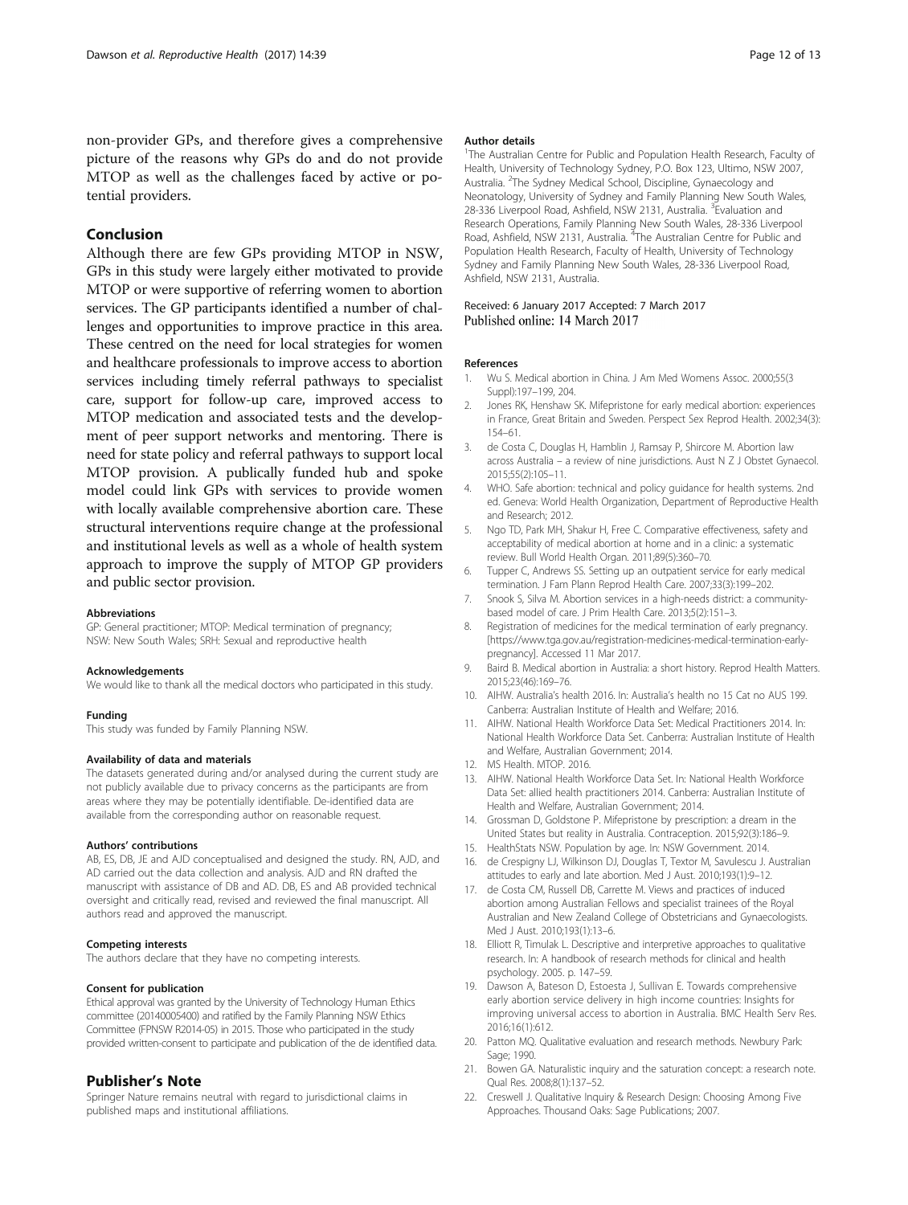non-provider GPs, and therefore gives a comprehensive picture of the reasons why GPs do and do not provide MTOP as well as the challenges faced by active or potential providers.

## Conclusion

Although there are few GPs providing MTOP in NSW, GPs in this study were largely either motivated to provide MTOP or were supportive of referring women to abortion services. The GP participants identified a number of challenges and opportunities to improve practice in this area. These centred on the need for local strategies for women and healthcare professionals to improve access to abortion services including timely referral pathways to specialist care, support for follow-up care, improved access to MTOP medication and associated tests and the development of peer support networks and mentoring. There is need for state policy and referral pathways to support local MTOP provision. A publically funded hub and spoke model could link GPs with services to provide women with locally available comprehensive abortion care. These structural interventions require change at the professional and institutional levels as well as a whole of health system approach to improve the supply of MTOP GP providers and public sector provision.

#### Abbreviations

GP: General practitioner; MTOP: Medical termination of pregnancy; NSW: New South Wales; SRH: Sexual and reproductive health

#### Acknowledgements

We would like to thank all the medical doctors who participated in this study.

#### Funding

This study was funded by Family Planning NSW.

#### Availability of data and materials

The datasets generated during and/or analysed during the current study are not publicly available due to privacy concerns as the participants are from areas where they may be potentially identifiable. De-identified data are available from the corresponding author on reasonable request.

#### Authors' contributions

AB, ES, DB, JE and AJD conceptualised and designed the study. RN, AJD, and AD carried out the data collection and analysis. AJD and RN drafted the manuscript with assistance of DB and AD. DB, ES and AB provided technical oversight and critically read, revised and reviewed the final manuscript. All authors read and approved the manuscript.

#### Competing interests

The authors declare that they have no competing interests.

#### Consent for publication

Ethical approval was granted by the University of Technology Human Ethics committee (20140005400) and ratified by the Family Planning NSW Ethics Committee (FPNSW R2014-05) in 2015. Those who participated in the study provided written-consent to participate and publication of the de identified data.

## Publisher's Note

Springer Nature remains neutral with regard to jurisdictional claims in published maps and institutional affiliations.

#### Author details

[1]The Australian Centre for Public and Population Health Research, Faculty of Health, University of Technology Sydney, P.O. Box 123, Ultimo, NSW 2007, Australia. [2]The Sydney Medical School, Discipline, Gynaecology and Neonatology, University of Sydney and Family Planning New South Wales, 28-336 Liverpool Road, Ashfield, NSW 2131, Australia. [3]Evaluation and Research Operations, Family Planning New South Wales, 28-336 Liverpool Road, Ashfield, NSW 2131, Australia. [4]The Australian Centre for Public and Population Health Research, Faculty of Health, University of Technology Sydney and Family Planning New South Wales, 28-336 Liverpool Road, Ashfield, NSW 2131, Australia.

Received: 6 January 2017 Accepted: 7 March 2017
Published online: 14 March 2017

#### References

1. Wu S. Medical abortion in China. J Am Med Womens Assoc. 2000;55(3 Suppl):197–199, 204.
2. Jones RK, Henshaw SK. Mifepristone for early medical abortion: experiences in France, Great Britain and Sweden. Perspect Sex Reprod Health. 2002;34(3): 154–61.
3. de Costa C, Douglas H, Hamblin J, Ramsay P, Shircore M. Abortion law across Australia – a review of nine jurisdictions. Aust N Z J Obstet Gynaecol. 2015;55(2):105–11.
4. WHO. Safe abortion: technical and policy guidance for health systems. 2nd ed. Geneva: World Health Organization, Department of Reproductive Health and Research; 2012.
5. Ngo TD, Park MH, Shakur H, Free C. Comparative effectiveness, safety and acceptability of medical abortion at home and in a clinic: a systematic review. Bull World Health Organ. 2011;89(5):360–70.
6. Tupper C, Andrews SS. Setting up an outpatient service for early medical termination. J Fam Plann Reprod Health Care. 2007;33(3):199–202.
7. Snook S, Silva M. Abortion services in a high-needs district: a community-based model of care. J Prim Health Care. 2013;5(2):151–3.
8. Registration of medicines for the medical termination of early pregnancy. [https://www.tga.gov.au/registration-medicines-medical-termination-early-pregnancy]. Accessed 11 Mar 2017.
9. Baird B. Medical abortion in Australia: a short history. Reprod Health Matters. 2015;23(46):169–76.
10. AIHW. Australia's health 2016. In: Australia's health no 15 Cat no AUS 199. Canberra: Australian Institute of Health and Welfare; 2016.
11. AIHW. National Health Workforce Data Set: Medical Practitioners 2014. In: National Health Workforce Data Set. Canberra: Australian Institute of Health and Welfare, Australian Government; 2014.
12. MS Health. MTOP. 2016.
13. AIHW. National Health Workforce Data Set. In: National Health Workforce Data Set: allied health practitioners 2014. Canberra: Australian Institute of Health and Welfare, Australian Government; 2014.
14. Grossman D, Goldstone P. Mifepristone by prescription: a dream in the United States but reality in Australia. Contraception. 2015;92(3):186–9.
15. HealthStats NSW. Population by age. In: NSW Government. 2014.
16. de Crespigny LJ, Wilkinson DJ, Douglas T, Textor M, Savulescu J. Australian attitudes to early and late abortion. Med J Aust. 2010;193(1):9–12.
17. de Costa CM, Russell DB, Carrette M. Views and practices of induced abortion among Australian Fellows and specialist trainees of the Royal Australian and New Zealand College of Obstetricians and Gynaecologists. Med J Aust. 2010;193(1):13–6.
18. Elliott R, Timulak L. Descriptive and interpretive approaches to qualitative research. In: A handbook of research methods for clinical and health psychology. 2005. p. 147–59.
19. Dawson A, Bateson D, Estoesta J, Sullivan E. Towards comprehensive early abortion service delivery in high income countries: Insights for improving universal access to abortion in Australia. BMC Health Serv Res. 2016;16(1):612.
20. Patton MQ. Qualitative evaluation and research methods. Newbury Park: Sage; 1990.
21. Bowen GA. Naturalistic inquiry and the saturation concept: a research note. Qual Res. 2008;8(1):137–52.
22. Creswell J. Qualitative Inquiry & Research Design: Choosing Among Five Approaches. Thousand Oaks: Sage Publications; 2007.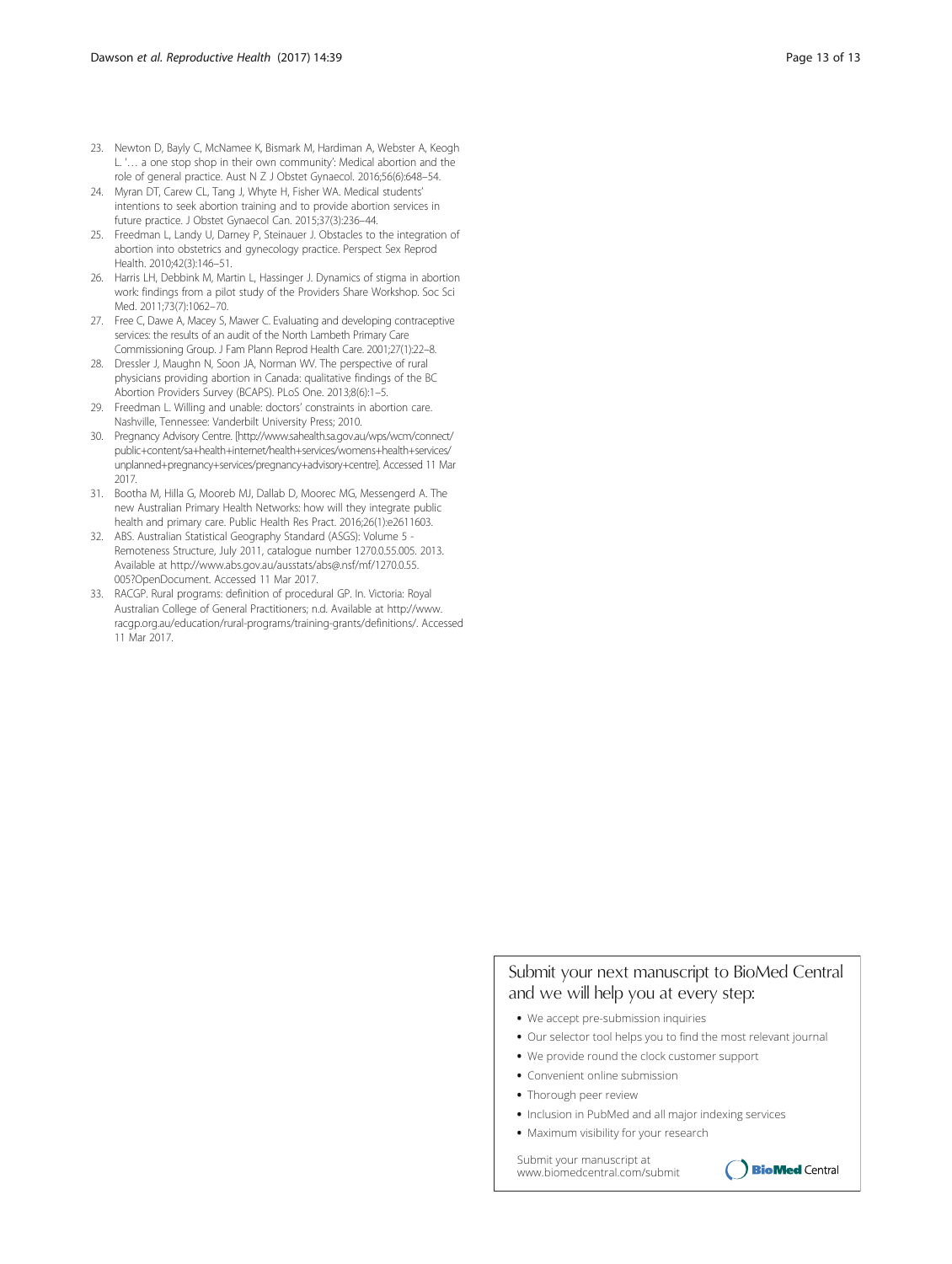23. Newton D, Bayly C, McNamee K, Bismark M, Hardiman A, Webster A, Keogh L. '… a one stop shop in their own community': Medical abortion and the role of general practice. Aust N Z J Obstet Gynaecol. 2016;56(6):648–54.
24. Myran DT, Carew CL, Tang J, Whyte H, Fisher WA. Medical students' intentions to seek abortion training and to provide abortion services in future practice. J Obstet Gynaecol Can. 2015;37(3):236–44.
25. Freedman L, Landy U, Darney P, Steinauer J. Obstacles to the integration of abortion into obstetrics and gynecology practice. Perspect Sex Reprod Health. 2010;42(3):146–51.
26. Harris LH, Debbink M, Martin L, Hassinger J. Dynamics of stigma in abortion work: findings from a pilot study of the Providers Share Workshop. Soc Sci Med. 2011;73(7):1062–70.
27. Free C, Dawe A, Macey S, Mawer C. Evaluating and developing contraceptive services: the results of an audit of the North Lambeth Primary Care Commissioning Group. J Fam Plann Reprod Health Care. 2001;27(1):22–8.
28. Dressler J, Maughn N, Soon JA, Norman WV. The perspective of rural physicians providing abortion in Canada: qualitative findings of the BC Abortion Providers Survey (BCAPS). PLoS One. 2013;8(6):1–5.
29. Freedman L. Willing and unable: doctors' constraints in abortion care. Nashville, Tennessee: Vanderbilt University Press; 2010.
30. Pregnancy Advisory Centre. [http://www.sahealth.sa.gov.au/wps/wcm/connect/public+content/sa+health+internet/health+services/womens+health+services/unplanned+pregnancy+services/pregnancy+advisory+centre]. Accessed 11 Mar 2017.
31. Bootha M, Hilla G, Mooreb MJ, Dallab D, Moorec MG, Messengerd A. The new Australian Primary Health Networks: how will they integrate public health and primary care. Public Health Res Pract. 2016;26(1):e2611603.
32. ABS. Australian Statistical Geography Standard (ASGS): Volume 5 - Remoteness Structure, July 2011, catalogue number 1270.0.55.005. 2013. Available at http://www.abs.gov.au/ausstats/abs@.nsf/mf/1270.0.55.005?OpenDocument. Accessed 11 Mar 2017.
33. RACGP. Rural programs: definition of procedural GP. In. Victoria: Royal Australian College of General Practitioners; n.d. Available at http://www.racgp.org.au/education/rural-programs/training-grants/definitions/. Accessed 11 Mar 2017.

Submit your next manuscript to BioMed Central and we will help you at every step:

- We accept pre-submission inquiries
- Our selector tool helps you to find the most relevant journal
- We provide round the clock customer support
- Convenient online submission
- Thorough peer review
- Inclusion in PubMed and all major indexing services
- Maximum visibility for your research

Submit your manuscript at www.biomedcentral.com/submit

BioMed Central